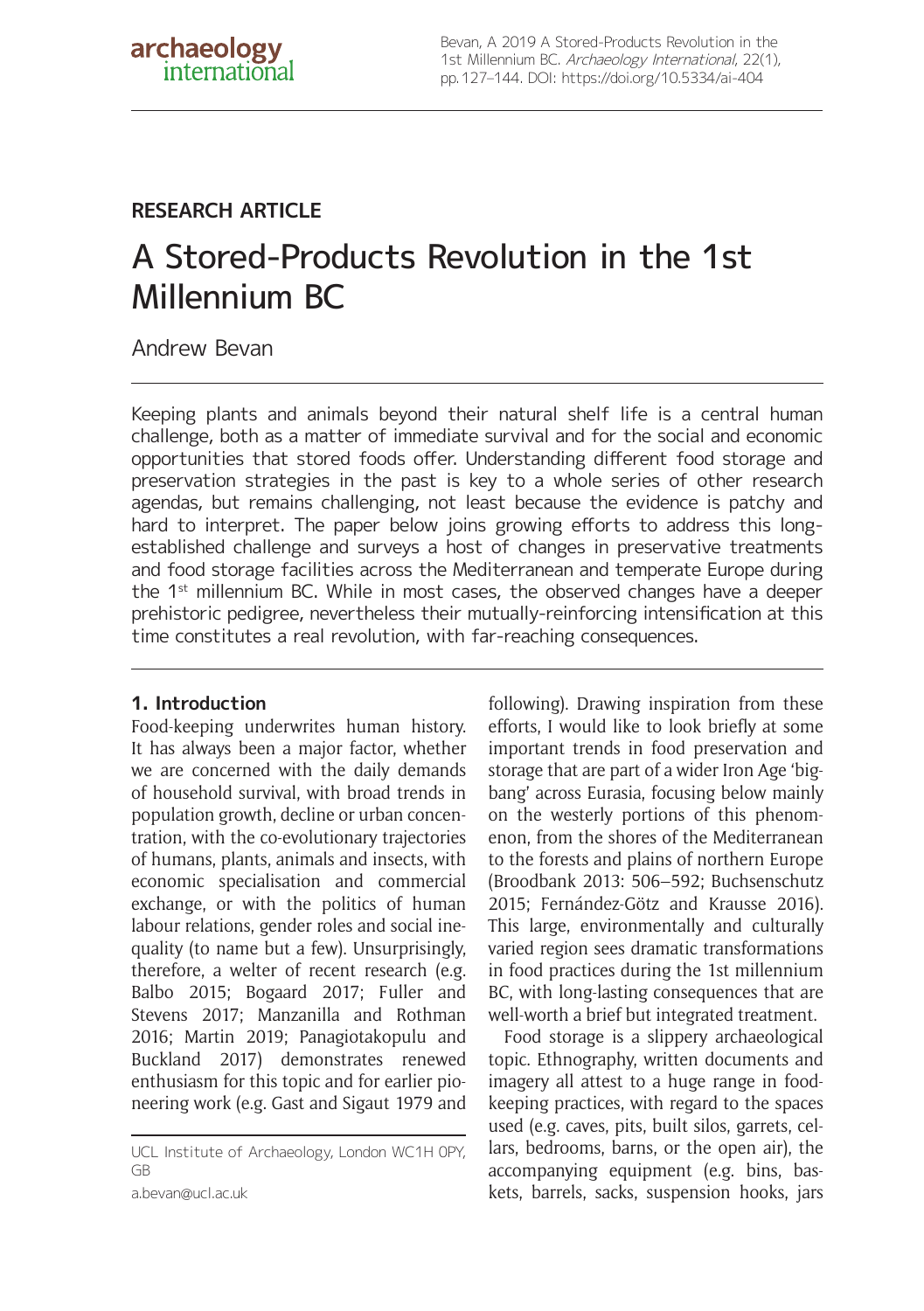RESEARCH ARTICLE

# A Stored-Products Revolution in the 1st Millennium BC

Andrew Bevan

Keeping plants and animals beyond their natural shelf life is a central human challenge, both as a matter of immediate survival and for the social and economic opportunities that stored foods offer. Understanding different food storage and preservation strategies in the past is key to a whole series of other research agendas, but remains challenging, not least because the evidence is patchy and hard to interpret. The paper below joins growing efforts to address this long-established challenge and surveys a host of changes in preservative treatments and food storage facilities across the Mediterranean and temperate Europe during the 1st millennium BC. While in most cases, the observed changes have a deeper prehistoric pedigree, nevertheless their mutually-reinforcing intensification at this time constitutes a real revolution, with far-reaching consequences.

## 1. Introduction

Food-keeping underwrites human history. It has always been a major factor, whether we are concerned with the daily demands of household survival, with broad trends in population growth, decline or urban concentration, with the co-evolutionary trajectories of humans, plants, animals and insects, with economic specialisation and commercial exchange, or with the politics of human labour relations, gender roles and social inequality (to name but a few). Unsurprisingly, therefore, a welter of recent research (e.g. Balbo 2015; Bogaard 2017; Fuller and Stevens 2017; Manzanilla and Rothman 2016; Martin 2019; Panagiotakopulu and Buckland 2017) demonstrates renewed enthusiasm for this topic and for earlier pioneering work (e.g. Gast and Sigaut 1979 and following). Drawing inspiration from these efforts, I would like to look briefly at some important trends in food preservation and storage that are part of a wider Iron Age 'big-bang' across Eurasia, focusing below mainly on the westerly portions of this phenomenon, from the shores of the Mediterranean to the forests and plains of northern Europe (Broodbank 2013: 506–592; Buchsenschutz 2015; Fernández-Götz and Krausse 2016). This large, environmentally and culturally varied region sees dramatic transformations in food practices during the 1st millennium BC, with long-lasting consequences that are well-worth a brief but integrated treatment.

Food storage is a slippery archaeological topic. Ethnography, written documents and imagery all attest to a huge range in food-keeping practices, with regard to the spaces used (e.g. caves, pits, built silos, garrets, cellars, bedrooms, barns, or the open air), the accompanying equipment (e.g. bins, baskets, barrels, sacks, suspension hooks, jars

UCL Institute of Archaeology, London WC1H 0PY, GB

a.bevan@ucl.ac.uk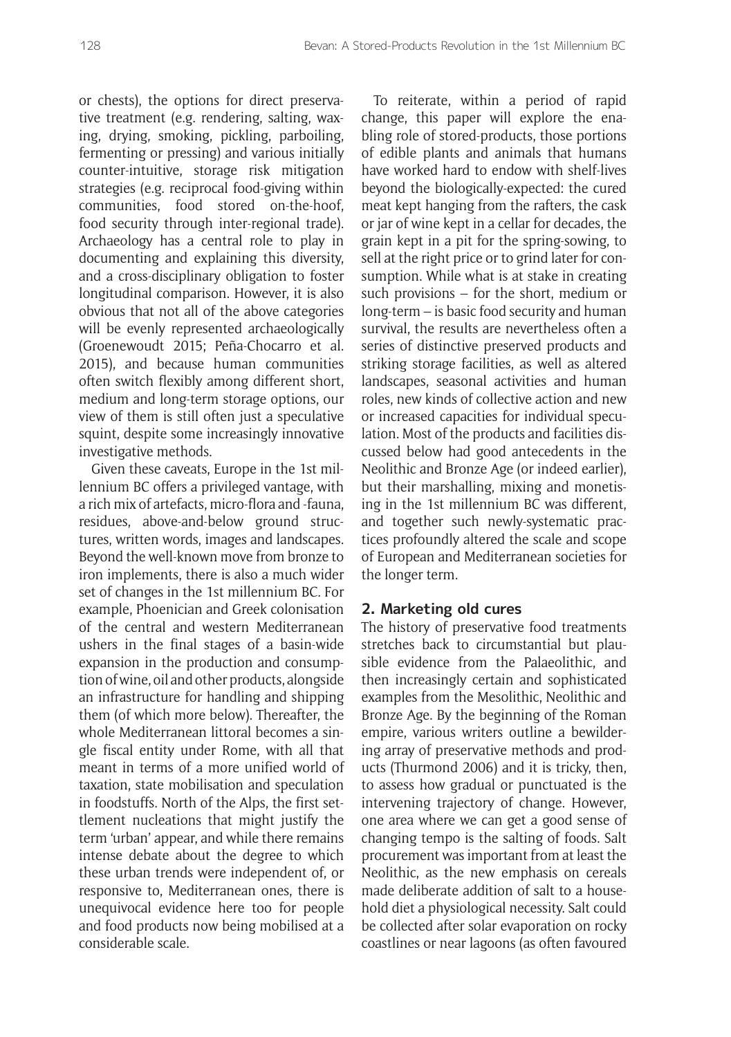or chests), the options for direct preservative treatment (e.g. rendering, salting, waxing, drying, smoking, pickling, parboiling, fermenting or pressing) and various initially counter-intuitive, storage risk mitigation strategies (e.g. reciprocal food-giving within communities, food stored on-the-hoof, food security through inter-regional trade). Archaeology has a central role to play in documenting and explaining this diversity, and a cross-disciplinary obligation to foster longitudinal comparison. However, it is also obvious that not all of the above categories will be evenly represented archaeologically (Groenewoudt 2015; Peña-Chocarro et al. 2015), and because human communities often switch flexibly among different short, medium and long-term storage options, our view of them is still often just a speculative squint, despite some increasingly innovative investigative methods.

Given these caveats, Europe in the 1st millennium BC offers a privileged vantage, with a rich mix of artefacts, micro-flora and -fauna, residues, above-and-below ground structures, written words, images and landscapes. Beyond the well-known move from bronze to iron implements, there is also a much wider set of changes in the 1st millennium BC. For example, Phoenician and Greek colonisation of the central and western Mediterranean ushers in the final stages of a basin-wide expansion in the production and consumption of wine, oil and other products, alongside an infrastructure for handling and shipping them (of which more below). Thereafter, the whole Mediterranean littoral becomes a single fiscal entity under Rome, with all that meant in terms of a more unified world of taxation, state mobilisation and speculation in foodstuffs. North of the Alps, the first settlement nucleations that might justify the term 'urban' appear, and while there remains intense debate about the degree to which these urban trends were independent of, or responsive to, Mediterranean ones, there is unequivocal evidence here too for people and food products now being mobilised at a considerable scale.

To reiterate, within a period of rapid change, this paper will explore the enabling role of stored-products, those portions of edible plants and animals that humans have worked hard to endow with shelf-lives beyond the biologically-expected: the cured meat kept hanging from the rafters, the cask or jar of wine kept in a cellar for decades, the grain kept in a pit for the spring-sowing, to sell at the right price or to grind later for consumption. While what is at stake in creating such provisions – for the short, medium or long-term – is basic food security and human survival, the results are nevertheless often a series of distinctive preserved products and striking storage facilities, as well as altered landscapes, seasonal activities and human roles, new kinds of collective action and new or increased capacities for individual speculation. Most of the products and facilities discussed below had good antecedents in the Neolithic and Bronze Age (or indeed earlier), but their marshalling, mixing and monetising in the 1st millennium BC was different, and together such newly-systematic practices profoundly altered the scale and scope of European and Mediterranean societies for the longer term.

## 2. Marketing old cures

The history of preservative food treatments stretches back to circumstantial but plausible evidence from the Palaeolithic, and then increasingly certain and sophisticated examples from the Mesolithic, Neolithic and Bronze Age. By the beginning of the Roman empire, various writers outline a bewildering array of preservative methods and products (Thurmond 2006) and it is tricky, then, to assess how gradual or punctuated is the intervening trajectory of change. However, one area where we can get a good sense of changing tempo is the salting of foods. Salt procurement was important from at least the Neolithic, as the new emphasis on cereals made deliberate addition of salt to a household diet a physiological necessity. Salt could be collected after solar evaporation on rocky coastlines or near lagoons (as often favoured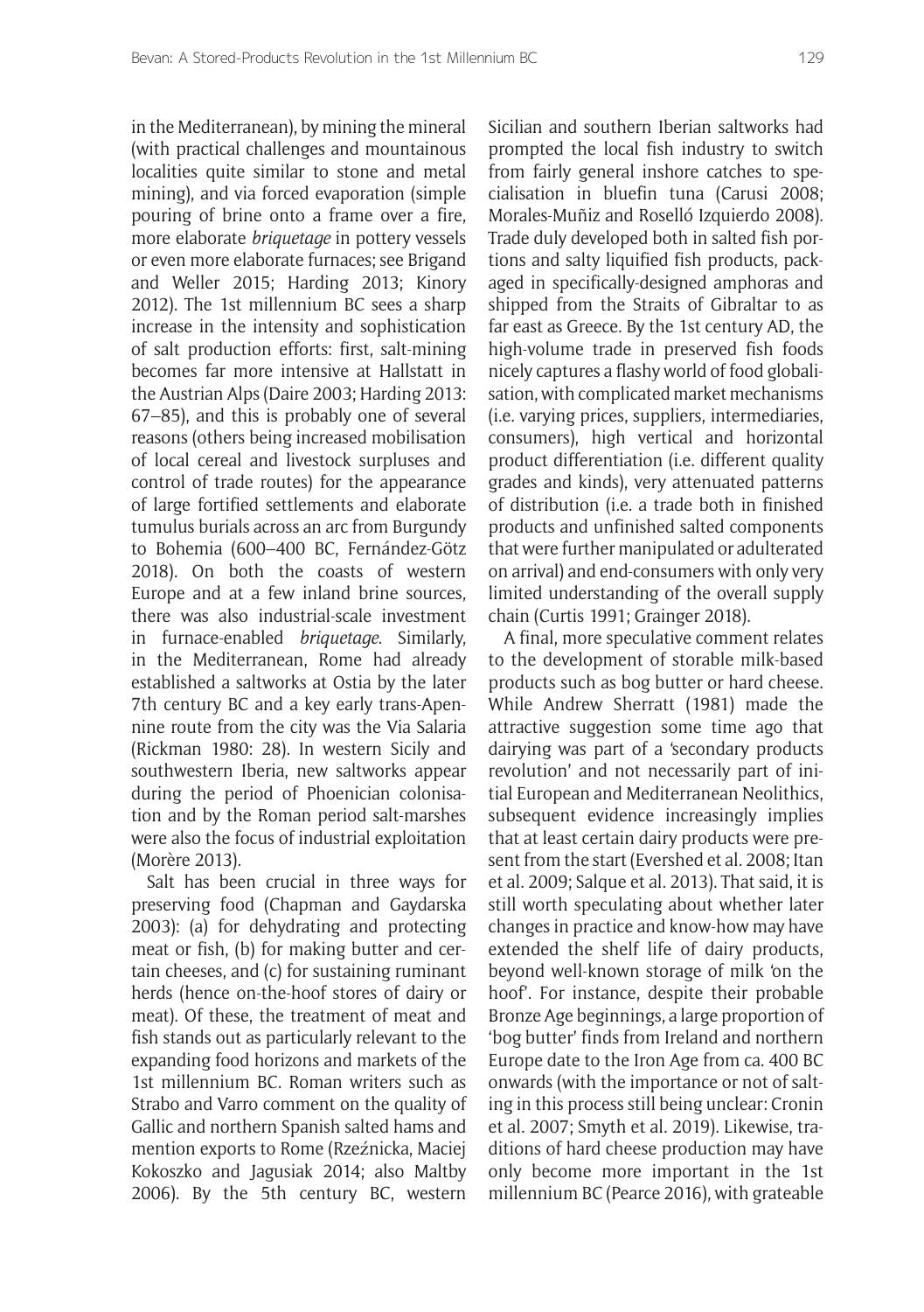in the Mediterranean), by mining the mineral (with practical challenges and mountainous localities quite similar to stone and metal mining), and via forced evaporation (simple pouring of brine onto a frame over a fire, more elaborate *briquetage* in pottery vessels or even more elaborate furnaces; see Brigand and Weller 2015; Harding 2013; Kinory 2012). The 1st millennium BC sees a sharp increase in the intensity and sophistication of salt production efforts: first, salt-mining becomes far more intensive at Hallstatt in the Austrian Alps (Daire 2003; Harding 2013: 67–85), and this is probably one of several reasons (others being increased mobilisation of local cereal and livestock surpluses and control of trade routes) for the appearance of large fortified settlements and elaborate tumulus burials across an arc from Burgundy to Bohemia (600–400 BC, Fernández-Götz 2018). On both the coasts of western Europe and at a few inland brine sources, there was also industrial-scale investment in furnace-enabled *briquetage*. Similarly, in the Mediterranean, Rome had already established a saltworks at Ostia by the later 7th century BC and a key early trans-Apennine route from the city was the Via Salaria (Rickman 1980: 28). In western Sicily and southwestern Iberia, new saltworks appear during the period of Phoenician colonisation and by the Roman period salt-marshes were also the focus of industrial exploitation (Morère 2013).

Salt has been crucial in three ways for preserving food (Chapman and Gaydarska 2003): (a) for dehydrating and protecting meat or fish, (b) for making butter and certain cheeses, and (c) for sustaining ruminant herds (hence on-the-hoof stores of dairy or meat). Of these, the treatment of meat and fish stands out as particularly relevant to the expanding food horizons and markets of the 1st millennium BC. Roman writers such as Strabo and Varro comment on the quality of Gallic and northern Spanish salted hams and mention exports to Rome (Rzeźnicka, Maciej Kokoszko and Jagusiak 2014; also Maltby 2006). By the 5th century BC, western Sicilian and southern Iberian saltworks had prompted the local fish industry to switch from fairly general inshore catches to specialisation in bluefin tuna (Carusi 2008; Morales-Muñiz and Roselló Izquierdo 2008). Trade duly developed both in salted fish portions and salty liquified fish products, packaged in specifically-designed amphoras and shipped from the Straits of Gibraltar to as far east as Greece. By the 1st century AD, the high-volume trade in preserved fish foods nicely captures a flashy world of food globalisation, with complicated market mechanisms (i.e. varying prices, suppliers, intermediaries, consumers), high vertical and horizontal product differentiation (i.e. different quality grades and kinds), very attenuated patterns of distribution (i.e. a trade both in finished products and unfinished salted components that were further manipulated or adulterated on arrival) and end-consumers with only very limited understanding of the overall supply chain (Curtis 1991; Grainger 2018).

A final, more speculative comment relates to the development of storable milk-based products such as bog butter or hard cheese. While Andrew Sherratt (1981) made the attractive suggestion some time ago that dairying was part of a 'secondary products revolution' and not necessarily part of initial European and Mediterranean Neolithics, subsequent evidence increasingly implies that at least certain dairy products were present from the start (Evershed et al. 2008; Itan et al. 2009; Salque et al. 2013). That said, it is still worth speculating about whether later changes in practice and know-how may have extended the shelf life of dairy products, beyond well-known storage of milk 'on the hoof'. For instance, despite their probable Bronze Age beginnings, a large proportion of 'bog butter' finds from Ireland and northern Europe date to the Iron Age from ca. 400 BC onwards (with the importance or not of salting in this process still being unclear: Cronin et al. 2007; Smyth et al. 2019). Likewise, traditions of hard cheese production may have only become more important in the 1st millennium BC (Pearce 2016), with grateable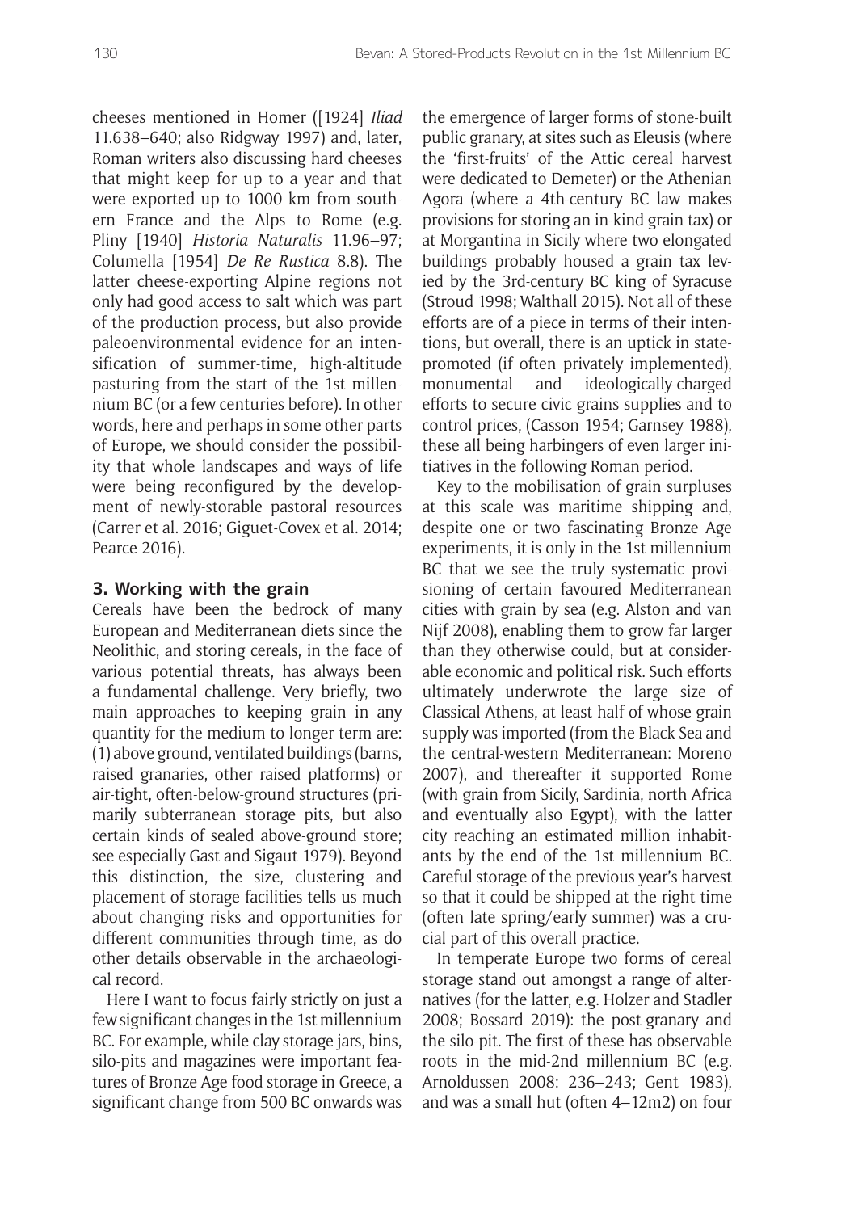cheeses mentioned in Homer ([1924] *Iliad* 11.638–640; also Ridgway 1997) and, later, Roman writers also discussing hard cheeses that might keep for up to a year and that were exported up to 1000 km from southern France and the Alps to Rome (e.g. Pliny [1940] *Historia Naturalis* 11.96–97; Columella [1954] *De Re Rustica* 8.8). The latter cheese-exporting Alpine regions not only had good access to salt which was part of the production process, but also provide paleoenvironmental evidence for an intensification of summer-time, high-altitude pasturing from the start of the 1st millennium BC (or a few centuries before). In other words, here and perhaps in some other parts of Europe, we should consider the possibility that whole landscapes and ways of life were being reconfigured by the development of newly-storable pastoral resources (Carrer et al. 2016; Giguet-Covex et al. 2014; Pearce 2016).

## 3. Working with the grain

Cereals have been the bedrock of many European and Mediterranean diets since the Neolithic, and storing cereals, in the face of various potential threats, has always been a fundamental challenge. Very briefly, two main approaches to keeping grain in any quantity for the medium to longer term are: (1) above ground, ventilated buildings (barns, raised granaries, other raised platforms) or air-tight, often-below-ground structures (primarily subterranean storage pits, but also certain kinds of sealed above-ground store; see especially Gast and Sigaut 1979). Beyond this distinction, the size, clustering and placement of storage facilities tells us much about changing risks and opportunities for different communities through time, as do other details observable in the archaeological record.

Here I want to focus fairly strictly on just a few significant changes in the 1st millennium BC. For example, while clay storage jars, bins, silo-pits and magazines were important features of Bronze Age food storage in Greece, a significant change from 500 BC onwards was the emergence of larger forms of stone-built public granary, at sites such as Eleusis (where the 'first-fruits' of the Attic cereal harvest were dedicated to Demeter) or the Athenian Agora (where a 4th-century BC law makes provisions for storing an in-kind grain tax) or at Morgantina in Sicily where two elongated buildings probably housed a grain tax levied by the 3rd-century BC king of Syracuse (Stroud 1998; Walthall 2015). Not all of these efforts are of a piece in terms of their intentions, but overall, there is an uptick in state-promoted (if often privately implemented), monumental and ideologically-charged efforts to secure civic grains supplies and to control prices, (Casson 1954; Garnsey 1988), these all being harbingers of even larger initiatives in the following Roman period.

Key to the mobilisation of grain surpluses at this scale was maritime shipping and, despite one or two fascinating Bronze Age experiments, it is only in the 1st millennium BC that we see the truly systematic provisioning of certain favoured Mediterranean cities with grain by sea (e.g. Alston and van Nijf 2008), enabling them to grow far larger than they otherwise could, but at considerable economic and political risk. Such efforts ultimately underwrote the large size of Classical Athens, at least half of whose grain supply was imported (from the Black Sea and the central-western Mediterranean: Moreno 2007), and thereafter it supported Rome (with grain from Sicily, Sardinia, north Africa and eventually also Egypt), with the latter city reaching an estimated million inhabitants by the end of the 1st millennium BC. Careful storage of the previous year's harvest so that it could be shipped at the right time (often late spring/early summer) was a crucial part of this overall practice.

In temperate Europe two forms of cereal storage stand out amongst a range of alternatives (for the latter, e.g. Holzer and Stadler 2008; Bossard 2019): the post-granary and the silo-pit. The first of these has observable roots in the mid-2nd millennium BC (e.g. Arnoldussen 2008: 236–243; Gent 1983), and was a small hut (often 4–12m2) on four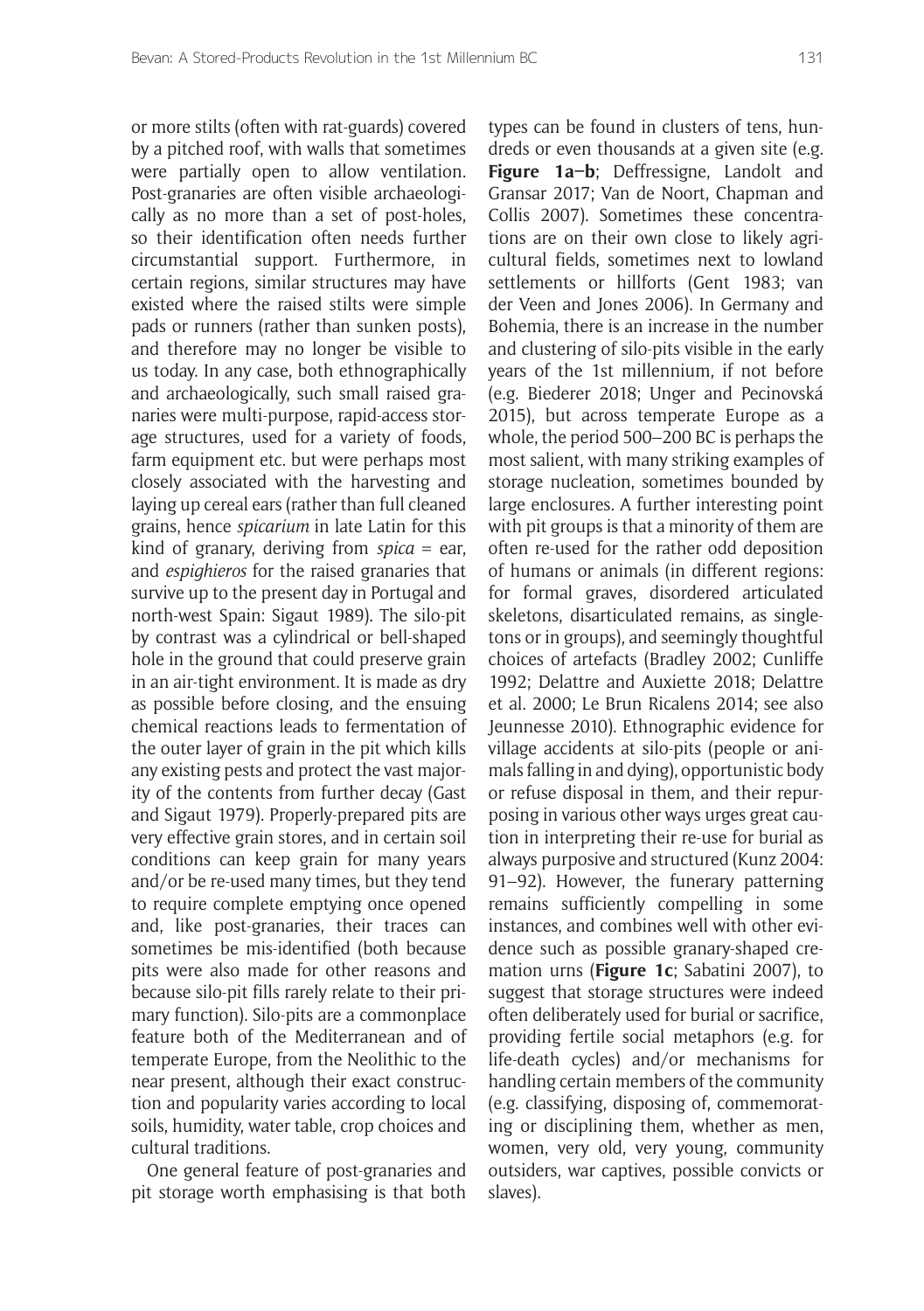or more stilts (often with rat-guards) covered by a pitched roof, with walls that sometimes were partially open to allow ventilation. Post-granaries are often visible archaeologically as no more than a set of post-holes, so their identification often needs further circumstantial support. Furthermore, in certain regions, similar structures may have existed where the raised stilts were simple pads or runners (rather than sunken posts), and therefore may no longer be visible to us today. In any case, both ethnographically and archaeologically, such small raised granaries were multi-purpose, rapid-access storage structures, used for a variety of foods, farm equipment etc. but were perhaps most closely associated with the harvesting and laying up cereal ears (rather than full cleaned grains, hence *spicarium* in late Latin for this kind of granary, deriving from *spica* = ear, and *espighieros* for the raised granaries that survive up to the present day in Portugal and north-west Spain: Sigaut 1989). The silo-pit by contrast was a cylindrical or bell-shaped hole in the ground that could preserve grain in an air-tight environment. It is made as dry as possible before closing, and the ensuing chemical reactions leads to fermentation of the outer layer of grain in the pit which kills any existing pests and protect the vast majority of the contents from further decay (Gast and Sigaut 1979). Properly-prepared pits are very effective grain stores, and in certain soil conditions can keep grain for many years and/or be re-used many times, but they tend to require complete emptying once opened and, like post-granaries, their traces can sometimes be mis-identified (both because pits were also made for other reasons and because silo-pit fills rarely relate to their primary function). Silo-pits are a commonplace feature both of the Mediterranean and of temperate Europe, from the Neolithic to the near present, although their exact construction and popularity varies according to local soils, humidity, water table, crop choices and cultural traditions.

One general feature of post-granaries and pit storage worth emphasising is that both types can be found in clusters of tens, hundreds or even thousands at a given site (e.g. **Figure 1a–b**; Deffressigne, Landolt and Gransar 2017; Van de Noort, Chapman and Collis 2007). Sometimes these concentrations are on their own close to likely agricultural fields, sometimes next to lowland settlements or hillforts (Gent 1983; van der Veen and Jones 2006). In Germany and Bohemia, there is an increase in the number and clustering of silo-pits visible in the early years of the 1st millennium, if not before (e.g. Biederer 2018; Unger and Pecinovská 2015), but across temperate Europe as a whole, the period 500–200 BC is perhaps the most salient, with many striking examples of storage nucleation, sometimes bounded by large enclosures. A further interesting point with pit groups is that a minority of them are often re-used for the rather odd deposition of humans or animals (in different regions: for formal graves, disordered articulated skeletons, disarticulated remains, as singletons or in groups), and seemingly thoughtful choices of artefacts (Bradley 2002; Cunliffe 1992; Delattre and Auxiette 2018; Delattre et al. 2000; Le Brun Ricalens 2014; see also Jeunnesse 2010). Ethnographic evidence for village accidents at silo-pits (people or animals falling in and dying), opportunistic body or refuse disposal in them, and their repurposing in various other ways urges great caution in interpreting their re-use for burial as always purposive and structured (Kunz 2004: 91–92). However, the funerary patterning remains sufficiently compelling in some instances, and combines well with other evidence such as possible granary-shaped cremation urns (**Figure 1c**; Sabatini 2007), to suggest that storage structures were indeed often deliberately used for burial or sacrifice, providing fertile social metaphors (e.g. for life-death cycles) and/or mechanisms for handling certain members of the community (e.g. classifying, disposing of, commemorating or disciplining them, whether as men, women, very old, very young, community outsiders, war captives, possible convicts or slaves).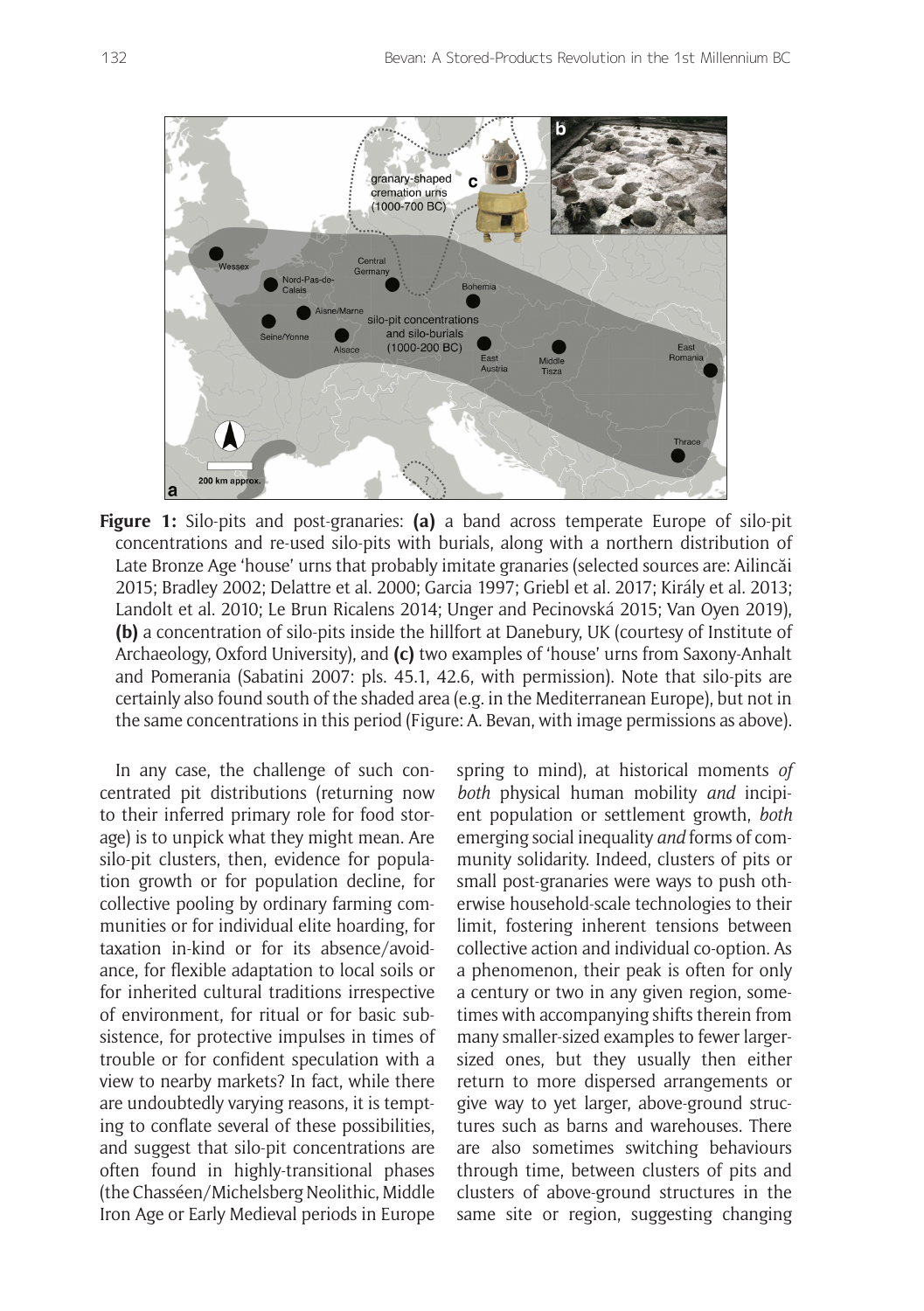**Figure 1:** Silo-pits and post-granaries: **(a)** a band across temperate Europe of silo-pit concentrations and re-used silo-pits with burials, along with a northern distribution of Late Bronze Age 'house' urns that probably imitate granaries (selected sources are: Ailincăi 2015; Bradley 2002; Delattre et al. 2000; Garcia 1997; Griebl et al. 2017; Király et al. 2013; Landolt et al. 2010; Le Brun Ricalens 2014; Unger and Pecinovská 2015; Van Oyen 2019), **(b)** a concentration of silo-pits inside the hillfort at Danebury, UK (courtesy of Institute of Archaeology, Oxford University), and **(c)** two examples of 'house' urns from Saxony-Anhalt and Pomerania (Sabatini 2007: pls. 45.1, 42.6, with permission). Note that silo-pits are certainly also found south of the shaded area (e.g. in the Mediterranean Europe), but not in the same concentrations in this period (Figure: A. Bevan, with image permissions as above).

In any case, the challenge of such concentrated pit distributions (returning now to their inferred primary role for food storage) is to unpick what they might mean. Are silo-pit clusters, then, evidence for population growth or for population decline, for collective pooling by ordinary farming communities or for individual elite hoarding, for taxation in-kind or for its absence/avoidance, for flexible adaptation to local soils or for inherited cultural traditions irrespective of environment, for ritual or for basic subsistence, for protective impulses in times of trouble or for confident speculation with a view to nearby markets? In fact, while there are undoubtedly varying reasons, it is tempting to conflate several of these possibilities, and suggest that silo-pit concentrations are often found in highly-transitional phases (the Chasséen/Michelsberg Neolithic, Middle Iron Age or Early Medieval periods in Europe spring to mind), at historical moments *of both* physical human mobility *and* incipient population or settlement growth, *both* emerging social inequality *and* forms of community solidarity. Indeed, clusters of pits or small post-granaries were ways to push otherwise household-scale technologies to their limit, fostering inherent tensions between collective action and individual co-option. As a phenomenon, their peak is often for only a century or two in any given region, sometimes with accompanying shifts therein from many smaller-sized examples to fewer larger-sized ones, but they usually then either return to more dispersed arrangements or give way to yet larger, above-ground structures such as barns and warehouses. There are also sometimes switching behaviours through time, between clusters of pits and clusters of above-ground structures in the same site or region, suggesting changing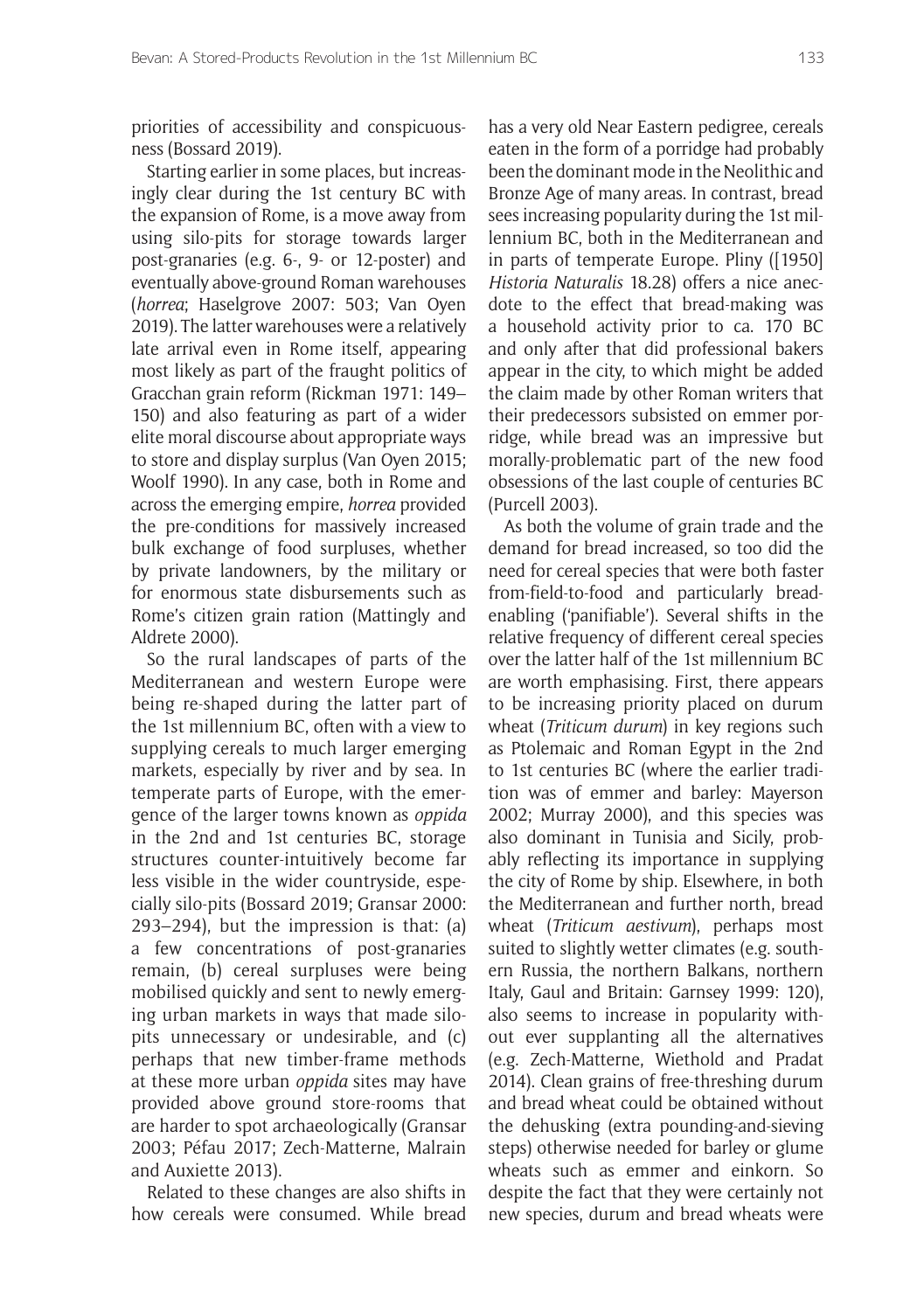priorities of accessibility and conspicuousness (Bossard 2019).

Starting earlier in some places, but increasingly clear during the 1st century BC with the expansion of Rome, is a move away from using silo-pits for storage towards larger post-granaries (e.g. 6-, 9- or 12-poster) and eventually above-ground Roman warehouses (*horrea*; Haselgrove 2007: 503; Van Oyen 2019). The latter warehouses were a relatively late arrival even in Rome itself, appearing most likely as part of the fraught politics of Gracchan grain reform (Rickman 1971: 149–150) and also featuring as part of a wider elite moral discourse about appropriate ways to store and display surplus (Van Oyen 2015; Woolf 1990). In any case, both in Rome and across the emerging empire, *horrea* provided the pre-conditions for massively increased bulk exchange of food surpluses, whether by private landowners, by the military or for enormous state disbursements such as Rome's citizen grain ration (Mattingly and Aldrete 2000).

So the rural landscapes of parts of the Mediterranean and western Europe were being re-shaped during the latter part of the 1st millennium BC, often with a view to supplying cereals to much larger emerging markets, especially by river and by sea. In temperate parts of Europe, with the emergence of the larger towns known as *oppida* in the 2nd and 1st centuries BC, storage structures counter-intuitively become far less visible in the wider countryside, especially silo-pits (Bossard 2019; Gransar 2000: 293–294), but the impression is that: (a) a few concentrations of post-granaries remain, (b) cereal surpluses were being mobilised quickly and sent to newly emerging urban markets in ways that made silo-pits unnecessary or undesirable, and (c) perhaps that new timber-frame methods at these more urban *oppida* sites may have provided above ground store-rooms that are harder to spot archaeologically (Gransar 2003; Péfau 2017; Zech-Matterne, Malrain and Auxiette 2013).

Related to these changes are also shifts in how cereals were consumed. While bread has a very old Near Eastern pedigree, cereals eaten in the form of a porridge had probably been the dominant mode in the Neolithic and Bronze Age of many areas. In contrast, bread sees increasing popularity during the 1st millennium BC, both in the Mediterranean and in parts of temperate Europe. Pliny ([1950] *Historia Naturalis* 18.28) offers a nice anecdote to the effect that bread-making was a household activity prior to ca. 170 BC and only after that did professional bakers appear in the city, to which might be added the claim made by other Roman writers that their predecessors subsisted on emmer porridge, while bread was an impressive but morally-problematic part of the new food obsessions of the last couple of centuries BC (Purcell 2003).

As both the volume of grain trade and the demand for bread increased, so too did the need for cereal species that were both faster from-field-to-food and particularly bread-enabling ('panifiable'). Several shifts in the relative frequency of different cereal species over the latter half of the 1st millennium BC are worth emphasising. First, there appears to be increasing priority placed on durum wheat (*Triticum durum*) in key regions such as Ptolemaic and Roman Egypt in the 2nd to 1st centuries BC (where the earlier tradition was of emmer and barley: Mayerson 2002; Murray 2000), and this species was also dominant in Tunisia and Sicily, probably reflecting its importance in supplying the city of Rome by ship. Elsewhere, in both the Mediterranean and further north, bread wheat (*Triticum aestivum*), perhaps most suited to slightly wetter climates (e.g. southern Russia, the northern Balkans, northern Italy, Gaul and Britain: Garnsey 1999: 120), also seems to increase in popularity without ever supplanting all the alternatives (e.g. Zech-Matterne, Wiethold and Pradat 2014). Clean grains of free-threshing durum and bread wheat could be obtained without the dehusking (extra pounding-and-sieving steps) otherwise needed for barley or glume wheats such as emmer and einkorn. So despite the fact that they were certainly not new species, durum and bread wheats were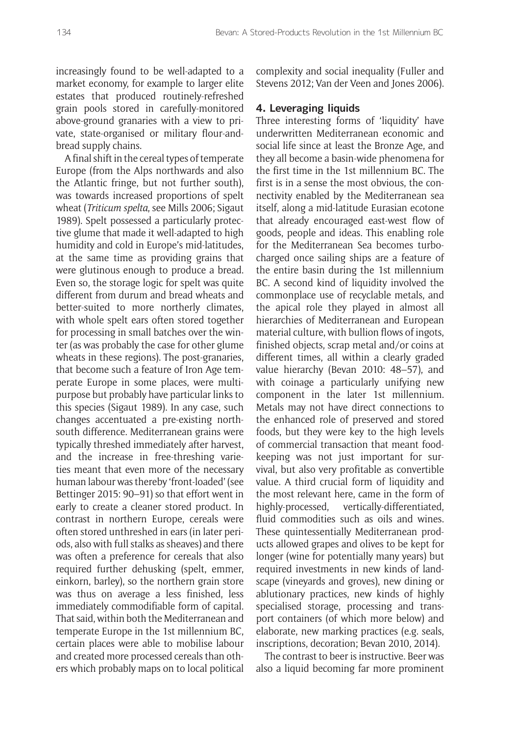increasingly found to be well-adapted to a market economy, for example to larger elite estates that produced routinely-refreshed grain pools stored in carefully-monitored above-ground granaries with a view to private, state-organised or military flour-and-bread supply chains.

A final shift in the cereal types of temperate Europe (from the Alps northwards and also the Atlantic fringe, but not further south), was towards increased proportions of spelt wheat (*Triticum spelta*, see Mills 2006; Sigaut 1989). Spelt possessed a particularly protective glume that made it well-adapted to high humidity and cold in Europe's mid-latitudes, at the same time as providing grains that were glutinous enough to produce a bread. Even so, the storage logic for spelt was quite different from durum and bread wheats and better-suited to more northerly climates, with whole spelt ears often stored together for processing in small batches over the winter (as was probably the case for other glume wheats in these regions). The post-granaries, that become such a feature of Iron Age temperate Europe in some places, were multipurpose but probably have particular links to this species (Sigaut 1989). In any case, such changes accentuated a pre-existing north-south difference. Mediterranean grains were typically threshed immediately after harvest, and the increase in free-threshing varieties meant that even more of the necessary human labour was thereby 'front-loaded' (see Bettinger 2015: 90–91) so that effort went in early to create a cleaner stored product. In contrast in northern Europe, cereals were often stored unthreshed in ears (in later periods, also with full stalks as sheaves) and there was often a preference for cereals that also required further dehusking (spelt, emmer, einkorn, barley), so the northern grain store was thus on average a less finished, less immediately commodifiable form of capital. That said, within both the Mediterranean and temperate Europe in the 1st millennium BC, certain places were able to mobilise labour and created more processed cereals than others which probably maps on to local political complexity and social inequality (Fuller and Stevens 2012; Van der Veen and Jones 2006).

## 4. Leveraging liquids

Three interesting forms of 'liquidity' have underwritten Mediterranean economic and social life since at least the Bronze Age, and they all become a basin-wide phenomena for the first time in the 1st millennium BC. The first is in a sense the most obvious, the connectivity enabled by the Mediterranean sea itself, along a mid-latitude Eurasian ecotone that already encouraged east-west flow of goods, people and ideas. This enabling role for the Mediterranean Sea becomes turbo-charged once sailing ships are a feature of the entire basin during the 1st millennium BC. A second kind of liquidity involved the commonplace use of recyclable metals, and the apical role they played in almost all hierarchies of Mediterranean and European material culture, with bullion flows of ingots, finished objects, scrap metal and/or coins at different times, all within a clearly graded value hierarchy (Bevan 2010: 48–57), and with coinage a particularly unifying new component in the later 1st millennium. Metals may not have direct connections to the enhanced role of preserved and stored foods, but they were key to the high levels of commercial transaction that meant food-keeping was not just important for survival, but also very profitable as convertible value. A third crucial form of liquidity and the most relevant here, came in the form of highly-processed, vertically-differentiated, fluid commodities such as oils and wines. These quintessentially Mediterranean products allowed grapes and olives to be kept for longer (wine for potentially many years) but required investments in new kinds of landscape (vineyards and groves), new dining or ablutionary practices, new kinds of highly specialised storage, processing and transport containers (of which more below) and elaborate, new marking practices (e.g. seals, inscriptions, decoration; Bevan 2010, 2014).

The contrast to beer is instructive. Beer was also a liquid becoming far more prominent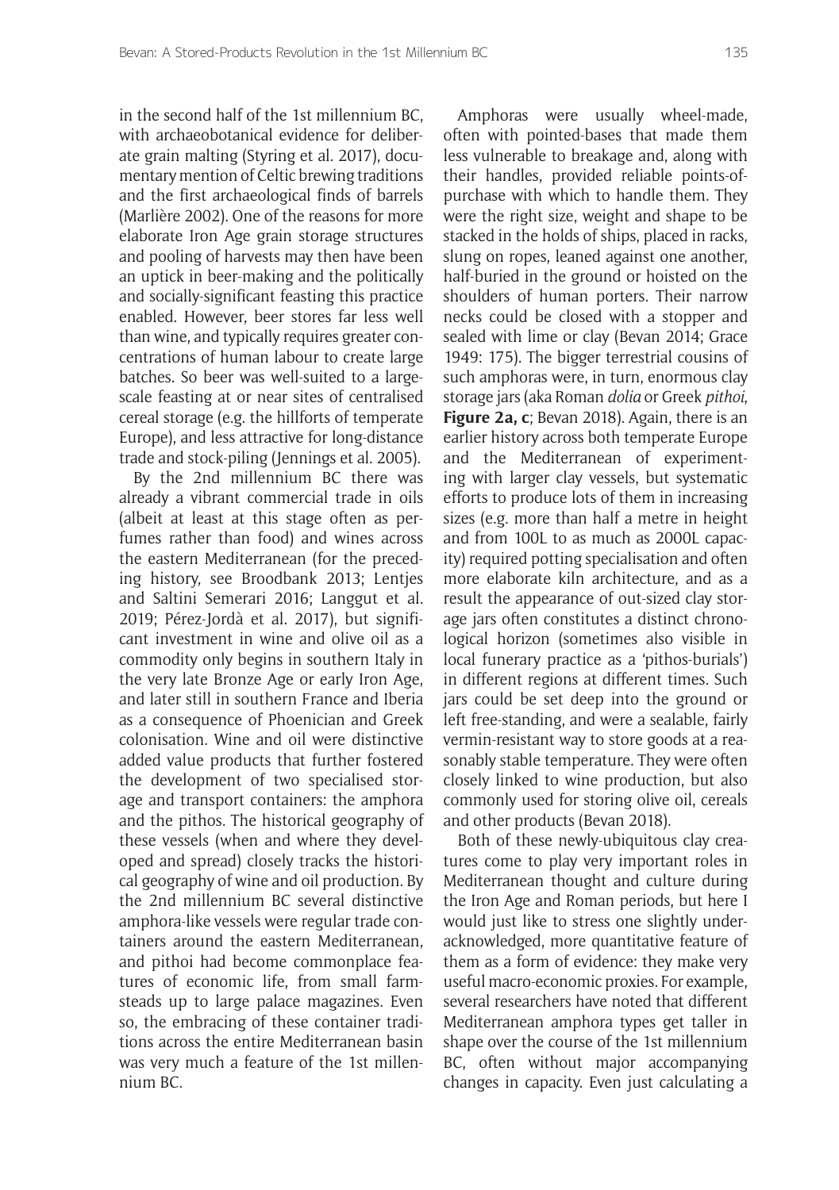in the second half of the 1st millennium BC, with archaeobotanical evidence for deliberate grain malting (Styring et al. 2017), documentary mention of Celtic brewing traditions and the first archaeological finds of barrels (Marlière 2002). One of the reasons for more elaborate Iron Age grain storage structures and pooling of harvests may then have been an uptick in beer-making and the politically and socially-significant feasting this practice enabled. However, beer stores far less well than wine, and typically requires greater concentrations of human labour to create large batches. So beer was well-suited to a large-scale feasting at or near sites of centralised cereal storage (e.g. the hillforts of temperate Europe), and less attractive for long-distance trade and stock-piling (Jennings et al. 2005).

By the 2nd millennium BC there was already a vibrant commercial trade in oils (albeit at least at this stage often as perfumes rather than food) and wines across the eastern Mediterranean (for the preceding history, see Broodbank 2013; Lentjes and Saltini Semerari 2016; Langgut et al. 2019; Pérez-Jordà et al. 2017), but significant investment in wine and olive oil as a commodity only begins in southern Italy in the very late Bronze Age or early Iron Age, and later still in southern France and Iberia as a consequence of Phoenician and Greek colonisation. Wine and oil were distinctive added value products that further fostered the development of two specialised storage and transport containers: the amphora and the pithos. The historical geography of these vessels (when and where they developed and spread) closely tracks the historical geography of wine and oil production. By the 2nd millennium BC several distinctive amphora-like vessels were regular trade containers around the eastern Mediterranean, and pithoi had become commonplace features of economic life, from small farmsteads up to large palace magazines. Even so, the embracing of these container traditions across the entire Mediterranean basin was very much a feature of the 1st millennium BC.

Amphoras were usually wheel-made, often with pointed-bases that made them less vulnerable to breakage and, along with their handles, provided reliable points-of-purchase with which to handle them. They were the right size, weight and shape to be stacked in the holds of ships, placed in racks, slung on ropes, leaned against one another, half-buried in the ground or hoisted on the shoulders of human porters. Their narrow necks could be closed with a stopper and sealed with lime or clay (Bevan 2014; Grace 1949: 175). The bigger terrestrial cousins of such amphoras were, in turn, enormous clay storage jars (aka Roman *dolia* or Greek *pithoi*, **Figure 2a, c**; Bevan 2018). Again, there is an earlier history across both temperate Europe and the Mediterranean of experimenting with larger clay vessels, but systematic efforts to produce lots of them in increasing sizes (e.g. more than half a metre in height and from 100L to as much as 2000L capacity) required potting specialisation and often more elaborate kiln architecture, and as a result the appearance of out-sized clay storage jars often constitutes a distinct chronological horizon (sometimes also visible in local funerary practice as a 'pithos-burials') in different regions at different times. Such jars could be set deep into the ground or left free-standing, and were a sealable, fairly vermin-resistant way to store goods at a reasonably stable temperature. They were often closely linked to wine production, but also commonly used for storing olive oil, cereals and other products (Bevan 2018).

Both of these newly-ubiquitous clay creatures come to play very important roles in Mediterranean thought and culture during the Iron Age and Roman periods, but here I would just like to stress one slightly under-acknowledged, more quantitative feature of them as a form of evidence: they make very useful macro-economic proxies. For example, several researchers have noted that different Mediterranean amphora types get taller in shape over the course of the 1st millennium BC, often without major accompanying changes in capacity. Even just calculating a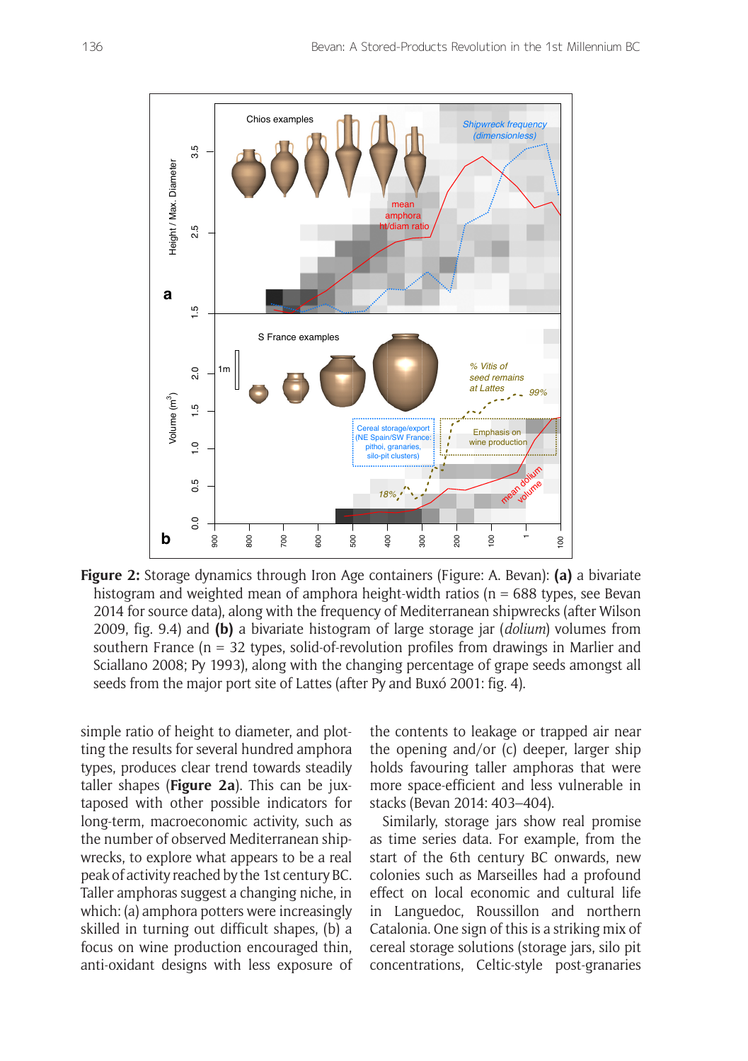**Figure 2:** Storage dynamics through Iron Age containers (Figure: A. Bevan): **(a)** a bivariate histogram and weighted mean of amphora height-width ratios (n = 688 types, see Bevan 2014 for source data), along with the frequency of Mediterranean shipwrecks (after Wilson 2009, fig. 9.4) and **(b)** a bivariate histogram of large storage jar (*dolium*) volumes from southern France (n = 32 types, solid-of-revolution profiles from drawings in Marlier and Sciallano 2008; Py 1993), along with the changing percentage of grape seeds amongst all seeds from the major port site of Lattes (after Py and Buxó 2001: fig. 4).

simple ratio of height to diameter, and plotting the results for several hundred amphora types, produces clear trend towards steadily taller shapes (**Figure 2a**). This can be juxtaposed with other possible indicators for long-term, macroeconomic activity, such as the number of observed Mediterranean shipwrecks, to explore what appears to be a real peak of activity reached by the 1st century BC. Taller amphoras suggest a changing niche, in which: (a) amphora potters were increasingly skilled in turning out difficult shapes, (b) a focus on wine production encouraged thin, anti-oxidant designs with less exposure of the contents to leakage or trapped air near the opening and/or (c) deeper, larger ship holds favouring taller amphoras that were more space-efficient and less vulnerable in stacks (Bevan 2014: 403–404).

Similarly, storage jars show real promise as time series data. For example, from the start of the 6th century BC onwards, new colonies such as Marseilles had a profound effect on local economic and cultural life in Languedoc, Roussillon and northern Catalonia. One sign of this is a striking mix of cereal storage solutions (storage jars, silo pit concentrations, Celtic-style post-granaries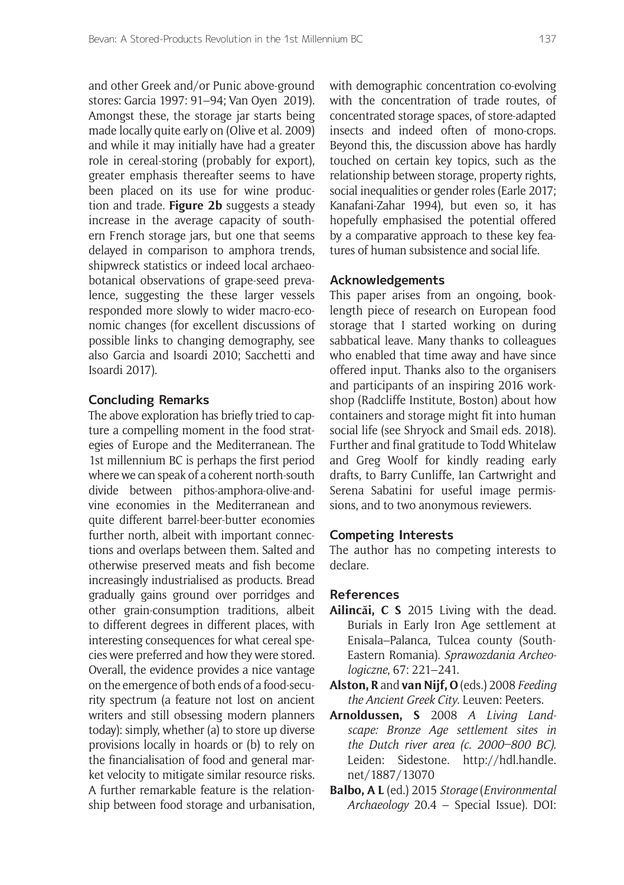and other Greek and/or Punic above-ground stores: Garcia 1997: 91–94; Van Oyen 2019). Amongst these, the storage jar starts being made locally quite early on (Olive et al. 2009) and while it may initially have had a greater role in cereal-storing (probably for export), greater emphasis thereafter seems to have been placed on its use for wine production and trade. **Figure 2b** suggests a steady increase in the average capacity of southern French storage jars, but one that seems delayed in comparison to amphora trends, shipwreck statistics or indeed local archaeobotanical observations of grape-seed prevalence, suggesting the these larger vessels responded more slowly to wider macro-economic changes (for excellent discussions of possible links to changing demography, see also Garcia and Isoardi 2010; Sacchetti and Isoardi 2017).

## Concluding Remarks

The above exploration has briefly tried to capture a compelling moment in the food strategies of Europe and the Mediterranean. The 1st millennium BC is perhaps the first period where we can speak of a coherent north-south divide between pithos-amphora-olive-and-vine economies in the Mediterranean and quite different barrel-beer-butter economies further north, albeit with important connections and overlaps between them. Salted and otherwise preserved meats and fish become increasingly industrialised as products. Bread gradually gains ground over porridges and other grain-consumption traditions, albeit to different degrees in different places, with interesting consequences for what cereal species were preferred and how they were stored. Overall, the evidence provides a nice vantage on the emergence of both ends of a food-security spectrum (a feature not lost on ancient writers and still obsessing modern planners today): simply, whether (a) to store up diverse provisions locally in hoards or (b) to rely on the financialisation of food and general market velocity to mitigate similar resource risks. A further remarkable feature is the relationship between food storage and urbanisation, with demographic concentration co-evolving with the concentration of trade routes, of concentrated storage spaces, of store-adapted insects and indeed often of mono-crops. Beyond this, the discussion above has hardly touched on certain key topics, such as the relationship between storage, property rights, social inequalities or gender roles (Earle 2017; Kanafani-Zahar 1994), but even so, it has hopefully emphasised the potential offered by a comparative approach to these key features of human subsistence and social life.

## Acknowledgements

This paper arises from an ongoing, book-length piece of research on European food storage that I started working on during sabbatical leave. Many thanks to colleagues who enabled that time away and have since offered input. Thanks also to the organisers and participants of an inspiring 2016 workshop (Radcliffe Institute, Boston) about how containers and storage might fit into human social life (see Shryock and Smail eds. 2018). Further and final gratitude to Todd Whitelaw and Greg Woolf for kindly reading early drafts, to Barry Cunliffe, Ian Cartwright and Serena Sabatini for useful image permissions, and to two anonymous reviewers.

## Competing Interests

The author has no competing interests to declare.

## References

**Ailincăi, C S** 2015 Living with the dead. Burials in Early Iron Age settlement at Enisala–Palanca, Tulcea county (South-Eastern Romania). *Sprawozdania Archeologiczne*, 67: 221–241.

**Alston, R** and **van Nijf, O** (eds.) 2008 *Feeding the Ancient Greek City*. Leuven: Peeters.

**Arnoldussen, S** 2008 *A Living Landscape: Bronze Age settlement sites in the Dutch river area (c. 2000–800 BC).* Leiden: Sidestone. http://hdl.handle.net/1887/13070

**Balbo, A L** (ed.) 2015 *Storage* (*Environmental Archaeology* 20.4 – Special Issue). DOI: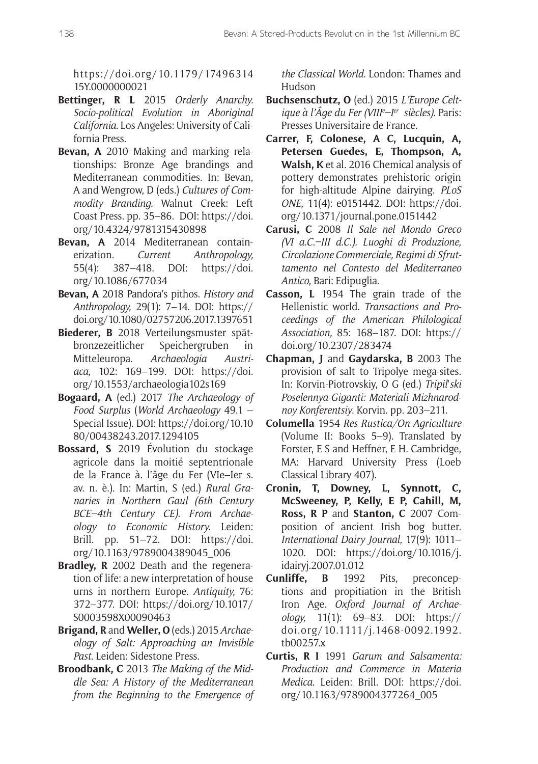https://doi.org/10.1179/1749631415Y.0000000021

**Bettinger, R L** 2015 *Orderly Anarchy. Socio-political Evolution in Aboriginal California*. Los Angeles: University of California Press.

**Bevan, A** 2010 Making and marking relationships: Bronze Age brandings and Mediterranean commodities. In: Bevan, A and Wengrow, D (eds.) *Cultures of Commodity Branding*. Walnut Creek: Left Coast Press. pp. 35–86. DOI: https://doi.org/10.4324/9781315430898

**Bevan, A** 2014 Mediterranean containerization. *Current Anthropology*, 55(4): 387–418. DOI: https://doi.org/10.1086/677034

**Bevan, A** 2018 Pandora's pithos. *History and Anthropology*, 29(1): 7–14. DOI: https://doi.org/10.1080/02757206.2017.1397651

**Biederer, B** 2018 Verteilungsmuster spätbronzezeitlicher Speichergruben in Mitteleuropa. *Archaeologia Austriaca*, 102: 169–199. DOI: https://doi.org/10.1553/archaeologia102s169

**Bogaard, A** (ed.) 2017 *The Archaeology of Food Surplus* (*World Archaeology* 49.1 – Special Issue). DOI: https://doi.org/10.1080/00438243.2017.1294105

**Bossard, S** 2019 Évolution du stockage agricole dans la moitié septentrionale de la France à. l'âge du Fer (VIe–Ier s. av. n. è.). In: Martin, S (ed.) *Rural Granaries in Northern Gaul (6th Century BCE–4th Century CE). From Archaeology to Economic History.* Leiden: Brill. pp. 51–72. DOI: https://doi.org/10.1163/9789004389045_006

**Bradley, R** 2002 Death and the regeneration of life: a new interpretation of house urns in northern Europe. *Antiquity*, 76: 372–377. DOI: https://doi.org/10.1017/S0003598X00090463

**Brigand, R** and **Weller, O** (eds.) 2015 *Archaeology of Salt: Approaching an Invisible Past*. Leiden: Sidestone Press.

**Broodbank, C** 2013 *The Making of the Middle Sea: A History of the Mediterranean from the Beginning to the Emergence of the Classical World*. London: Thames and Hudson

**Buchsenschutz, O** (ed.) 2015 *L'Europe Celtique à l'Âge du Fer (VIIIe–Ier siècles)*. Paris: Presses Universitaire de France.

**Carrer, F, Colonese, A C, Lucquin, A, Petersen Guedes, E, Thompson, A, Walsh, K** et al. 2016 Chemical analysis of pottery demonstrates prehistoric origin for high-altitude Alpine dairying. *PLoS ONE*, 11(4): e0151442. DOI: https://doi.org/10.1371/journal.pone.0151442

**Carusi, C** 2008 *Il Sale nel Mondo Greco (VI a.C.–III d.C.). Luoghi di Produzione, Circolazione Commerciale, Regimi di Sfruttamento nel Contesto del Mediterraneo Antico*, Bari: Edipuglia.

**Casson, L** 1954 The grain trade of the Hellenistic world. *Transactions and Proceedings of the American Philological Association*, 85: 168–187. DOI: https://doi.org/10.2307/283474

**Chapman, J** and **Gaydarska, B** 2003 The provision of salt to Tripolye mega-sites. In: Korvin-Piotrovskiy, O G (ed.) *Tripil'ski Poselennya-Giganti: Materiali Mizhnarodnoy Konferentsiy*. Korvin. pp. 203–211.

**Columella** 1954 *Res Rustica/On Agriculture* (Volume II: Books 5–9). Translated by Forster, E S and Heffner, E H. Cambridge, MA: Harvard University Press (Loeb Classical Library 407).

**Cronin, T, Downey, L, Synnott, C, McSweeney, P, Kelly, E P, Cahill, M, Ross, R P** and **Stanton, C** 2007 Composition of ancient Irish bog butter. *International Dairy Journal*, 17(9): 1011–1020. DOI: https://doi.org/10.1016/j.idairyj.2007.01.012

**Cunliffe, B** 1992 Pits, preconceptions and propitiation in the British Iron Age. *Oxford Journal of Archaeology*, 11(1): 69–83. DOI: https://doi.org/10.1111/j.1468-0092.1992.tb00257.x

**Curtis, R I** 1991 *Garum and Salsamenta: Production and Commerce in Materia Medica*. Leiden: Brill. DOI: https://doi.org/10.1163/9789004377264_005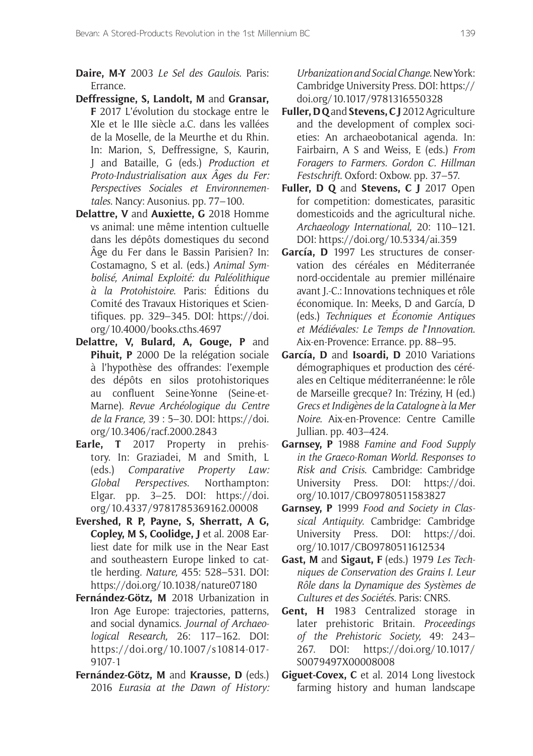**Daire, M-Y** 2003 *Le Sel des Gaulois*. Paris: Errance.

**Deffressigne, S, Landolt, M** and **Gransar, F** 2017 L'évolution du stockage entre le XIe et le IIIe siècle a.C. dans les vallées de la Moselle, de la Meurthe et du Rhin. In: Marion, S, Deffressigne, S, Kaurin, J and Bataille, G (eds.) *Production et Proto-Industrialisation aux Âges du Fer: Perspectives Sociales et Environnementales*. Nancy: Ausonius. pp. 77–100.

**Delattre, V** and **Auxiette, G** 2018 Homme vs animal: une même intention cultuelle dans les dépôts domestiques du second Âge du Fer dans le Bassin Parisien? In: Costamagno, S et al. (eds.) *Animal Symbolisé, Animal Exploité: du Paléolithique à la Protohistoire*. Paris: Éditions du Comité des Travaux Historiques et Scientifiques. pp. 329–345. DOI: https://doi.org/10.4000/books.cths.4697

**Delattre, V, Bulard, A, Gouge, P** and **Pihuit, P** 2000 De la relégation sociale à l'hypothèse des offrandes: l'exemple des dépôts en silos protohistoriques au confluent Seine-Yonne (Seine-et-Marne). *Revue Archéologique du Centre de la France,* 39 : 5–30. DOI: https://doi.org/10.3406/racf.2000.2843

**Earle, T** 2017 Property in prehistory. In: Graziadei, M and Smith, L (eds.) *Comparative Property Law: Global Perspectives*. Northampton: Elgar. pp. 3–25. DOI: https://doi.org/10.4337/9781785369162.00008

**Evershed, R P, Payne, S, Sherratt, A G, Copley, M S, Coolidge, J** et al. 2008 Earliest date for milk use in the Near East and southeastern Europe linked to cattle herding. *Nature,* 455: 528–531. DOI: https://doi.org/10.1038/nature07180

**Fernández-Götz, M** 2018 Urbanization in Iron Age Europe: trajectories, patterns, and social dynamics. *Journal of Archaeological Research,* 26: 117–162. DOI: https://doi.org/10.1007/s10814-017-9107-1

**Fernández-Götz, M** and **Krausse, D** (eds.) 2016 *Eurasia at the Dawn of History: Urbanization and Social Change*. New York: Cambridge University Press. DOI: https://doi.org/10.1017/9781316550328

**Fuller, D Q** and **Stevens, C J** 2012 Agriculture and the development of complex societies: An archaeobotanical agenda. In: Fairbairn, A S and Weiss, E (eds.) *From Foragers to Farmers. Gordon C. Hillman Festschrift*. Oxford: Oxbow. pp. 37–57.

**Fuller, D Q** and **Stevens, C J** 2017 Open for competition: domesticates, parasitic domesticoids and the agricultural niche. *Archaeology International,* 20: 110–121. DOI: https://doi.org/10.5334/ai.359

**García, D** 1997 Les structures de conservation des céréales en Méditerranée nord-occidentale au premier millénaire avant J.-C.: Innovations techniques et rôle économique. In: Meeks, D and García, D (eds.) *Techniques et Économie Antiques et Médiévales: Le Temps de l'Innovation*. Aix-en-Provence: Errance. pp. 88–95.

**García, D** and **Isoardi, D** 2010 Variations démographiques et production des céréales en Celtique méditerranéenne: le rôle de Marseille grecque? In: Tréziny, H (ed.) *Grecs et Indigènes de la Catalogne à la Mer Noire*. Aix-en-Provence: Centre Camille Jullian. pp. 403–424.

**Garnsey, P** 1988 *Famine and Food Supply in the Graeco-Roman World. Responses to Risk and Crisis*. Cambridge: Cambridge University Press. DOI: https://doi.org/10.1017/CBO9780511583827

**Garnsey, P** 1999 *Food and Society in Classical Antiquity*. Cambridge: Cambridge University Press. DOI: https://doi.org/10.1017/CBO9780511612534

**Gast, M** and **Sigaut, F** (eds.) 1979 *Les Techniques de Conservation des Grains I. Leur Rôle dans la Dynamique des Systèmes de Cultures et des Sociétés*. Paris: CNRS.

**Gent, H** 1983 Centralized storage in later prehistoric Britain. *Proceedings of the Prehistoric Society,* 49: 243–267. DOI: https://doi.org/10.1017/S0079497X00008008

**Giguet-Covex, C** et al. 2014 Long livestock farming history and human landscape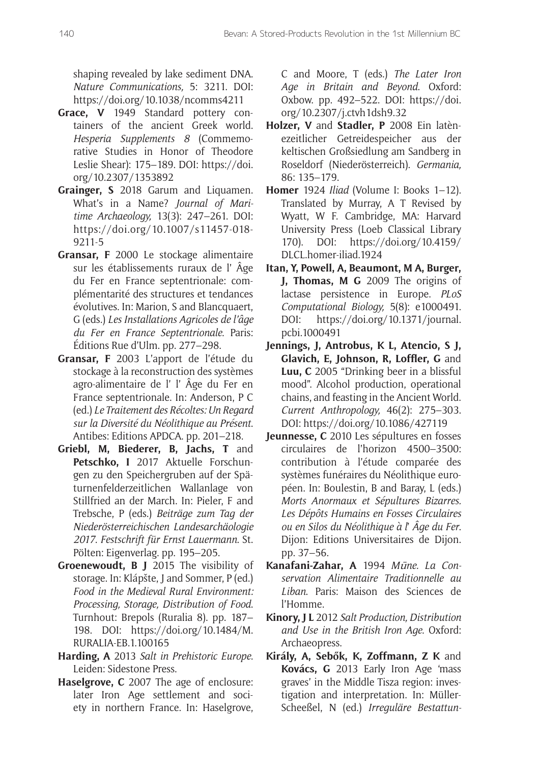shaping revealed by lake sediment DNA. *Nature Communications,* 5: 3211. DOI: https://doi.org/10.1038/ncomms4211

**Grace, V** 1949 Standard pottery containers of the ancient Greek world. *Hesperia Supplements 8* (Commemorative Studies in Honor of Theodore Leslie Shear): 175–189. DOI: https://doi.org/10.2307/1353892

**Grainger, S** 2018 Garum and Liquamen. What's in a Name? *Journal of Maritime Archaeology,* 13(3): 247–261. DOI: https://doi.org/10.1007/s11457-018-9211-5

**Gransar, F** 2000 Le stockage alimentaire sur les établissements ruraux de l' Âge du Fer en France septentrionale: complémentarité des structures et tendances évolutives. In: Marion, S and Blancquaert, G (eds.) *Les Installations Agricoles de l'âge du Fer en France Septentrionale*. Paris: Éditions Rue d'Ulm. pp. 277–298.

**Gransar, F** 2003 L'apport de l'étude du stockage à la reconstruction des systèmes agro-alimentaire de l' l' Âge du Fer en France septentrionale. In: Anderson, P C (ed.) *Le Traitement des Récoltes: Un Regard sur la Diversité du Néolithique au Présent*. Antibes: Editions APDCA. pp. 201–218.

**Griebl, M, Biederer, B, Jachs, T** and **Petschko, I** 2017 Aktuelle Forschungen zu den Speichergruben auf der Späturnenfelderzeitlichen Wallanlage von Stillfried an der March. In: Pieler, F and Trebsche, P (eds.) *Beiträge zum Tag der Niederösterreichischen Landesarchäologie 2017. Festschrift für Ernst Lauermann*. St. Pölten: Eigenverlag. pp. 195–205.

**Groenewoudt, B J** 2015 The visibility of storage. In: Klápšte, J and Sommer, P (ed.) *Food in the Medieval Rural Environment: Processing, Storage, Distribution of Food*. Turnhout: Brepols (Ruralia 8). pp. 187–198. DOI: https://doi.org/10.1484/M.RURALIA-EB.1.100165

**Harding, A** 2013 *Salt in Prehistoric Europe*. Leiden: Sidestone Press.

**Haselgrove, C** 2007 The age of enclosure: later Iron Age settlement and society in northern France. In: Haselgrove, C and Moore, T (eds.) *The Later Iron Age in Britain and Beyond*. Oxford: Oxbow. pp. 492–522. DOI: https://doi.org/10.2307/j.ctvh1dsh9.32

**Holzer, V** and **Stadler, P** 2008 Ein latènezeitlicher Getreidespeicher aus der keltischen Großsiedlung am Sandberg in Roseldorf (Niederösterreich). *Germania,* 86: 135–179.

**Homer** 1924 *Iliad* (Volume I: Books 1–12). Translated by Murray, A T Revised by Wyatt, W F. Cambridge, MA: Harvard University Press (Loeb Classical Library 170). DOI: https://doi.org/10.4159/DLCL.homer-iliad.1924

**Itan, Y, Powell, A, Beaumont, M A, Burger, J, Thomas, M G** 2009 The origins of lactase persistence in Europe. *PLoS Computational Biology,* 5(8): e1000491. DOI: https://doi.org/10.1371/journal.pcbi.1000491

**Jennings, J, Antrobus, K L, Atencio, S J, Glavich, E, Johnson, R, Loffler, G** and **Luu, C** 2005 "Drinking beer in a blissful mood". Alcohol production, operational chains, and feasting in the Ancient World. *Current Anthropology,* 46(2): 275–303. DOI: https://doi.org/10.1086/427119

**Jeunnesse, C** 2010 Les sépultures en fosses circulaires de l'horizon 4500–3500: contribution à l'étude comparée des systèmes funéraires du Néolithique européen. In: Boulestin, B and Baray, L (eds.) *Morts Anormaux et Sépultures Bizarres. Les Dépôts Humains en Fosses Circulaires ou en Silos du Néolithique à l' Âge du Fer*. Dijon: Editions Universitaires de Dijon. pp. 37–56.

**Kanafani-Zahar, A** 1994 *Mūne. La Conservation Alimentaire Traditionnelle au Liban*. Paris: Maison des Sciences de l'Homme.

**Kinory, J L** 2012 *Salt Production, Distribution and Use in the British Iron Age*. Oxford: Archaeopress.

**Király, A, Sebők, K, Zoffmann, Z K** and **Kovács, G** 2013 Early Iron Age 'mass graves' in the Middle Tisza region: investigation and interpretation. In: Müller-Scheeßel, N (ed.) *Irreguläre Bestattun-*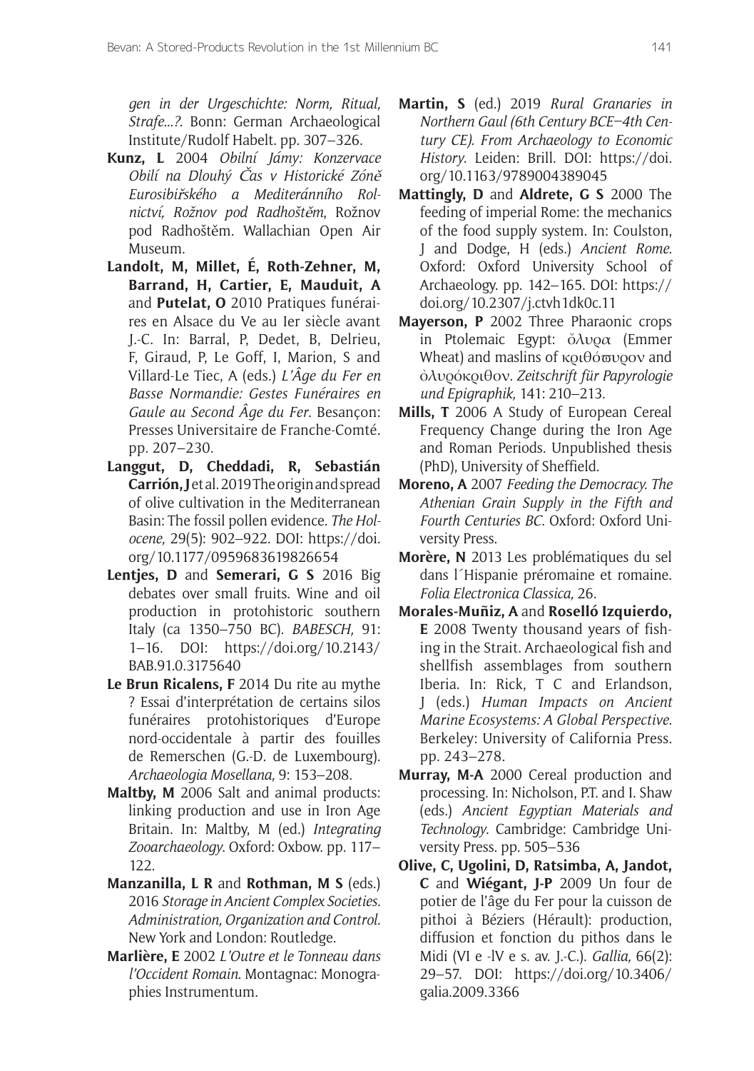*gen in der Urgeschichte: Norm, Ritual, Strafe...?.* Bonn: German Archaeological Institute/Rudolf Habelt. pp. 307–326.

**Kunz, L** 2004 *Obilní Jámy: Konzervace Obilí na Dlouhý Čas v Historické Zóně Eurosibiřského a Mediteránního Rolnictví, Rožnov pod Radhoštěm*, Rožnov pod Radhoštěm. Wallachian Open Air Museum.

**Landolt, M, Millet, É, Roth-Zehner, M, Barrand, H, Cartier, E, Mauduit, A** and **Putelat, O** 2010 Pratiques funéraires en Alsace du Ve au Ier siècle avant J.-C. In: Barral, P, Dedet, B, Delrieu, F, Giraud, P, Le Goff, I, Marion, S and Villard-Le Tiec, A (eds.) *L'Âge du Fer en Basse Normandie: Gestes Funéraires en Gaule au Second Âge du Fer*. Besançon: Presses Universitaire de Franche-Comté. pp. 207–230.

**Langgut, D, Cheddadi, R, Sebastián Carrión, J** et al. 2019 The origin and spread of olive cultivation in the Mediterranean Basin: The fossil pollen evidence. *The Holocene,* 29(5): 902–922. DOI: https://doi.org/10.1177/0959683619826654

**Lentjes, D** and **Semerari, G S** 2016 Big debates over small fruits. Wine and oil production in protohistoric southern Italy (ca 1350–750 BC). *BABESCH,* 91: 1–16. DOI: https://doi.org/10.2143/BAB.91.0.3175640

**Le Brun Ricalens, F** 2014 Du rite au mythe ? Essai d'interprétation de certains silos funéraires protohistoriques d'Europe nord-occidentale à partir des fouilles de Remerschen (G.-D. de Luxembourg). *Archaeologia Mosellana,* 9: 153–208.

**Maltby, M** 2006 Salt and animal products: linking production and use in Iron Age Britain. In: Maltby, M (ed.) *Integrating Zooarchaeology*. Oxford: Oxbow. pp. 117–122.

**Manzanilla, L R** and **Rothman, M S** (eds.) 2016 *Storage in Ancient Complex Societies. Administration, Organization and Control.* New York and London: Routledge.

**Marlière, E** 2002 *L'Outre et le Tonneau dans l'Occident Romain*. Montagnac: Monographies Instrumentum.

**Martin, S** (ed.) 2019 *Rural Granaries in Northern Gaul (6th Century BCE–4th Century CE). From Archaeology to Economic History*. Leiden: Brill. DOI: https://doi.org/10.1163/9789004389045

**Mattingly, D** and **Aldrete, G S** 2000 The feeding of imperial Rome: the mechanics of the food supply system. In: Coulston, J and Dodge, H (eds.) *Ancient Rome*. Oxford: Oxford University School of Archaeology. pp. 142–165. DOI: https://doi.org/10.2307/j.ctvh1dk0c.11

**Mayerson, P** 2002 Three Pharaonic crops in Ptolemaic Egypt: ὄλυρα (Emmer Wheat) and maslins of κριθόπυρον and ὀλυρόκριθον. *Zeitschrift für Papyrologie und Epigraphik,* 141: 210–213.

**Mills, T** 2006 A Study of European Cereal Frequency Change during the Iron Age and Roman Periods. Unpublished thesis (PhD), University of Sheffield.

**Moreno, A** 2007 *Feeding the Democracy. The Athenian Grain Supply in the Fifth and Fourth Centuries BC*. Oxford: Oxford University Press.

**Morère, N** 2013 Les problématiques du sel dans l´Hispanie préromaine et romaine. *Folia Electronica Classica,* 26.

**Morales-Muñiz, A** and **Roselló Izquierdo, E** 2008 Twenty thousand years of fishing in the Strait. Archaeological fish and shellfish assemblages from southern Iberia. In: Rick, T C and Erlandson, J (eds.) *Human Impacts on Ancient Marine Ecosystems: A Global Perspective*. Berkeley: University of California Press. pp. 243–278.

**Murray, M-A** 2000 Cereal production and processing. In: Nicholson, P.T. and I. Shaw (eds.) *Ancient Egyptian Materials and Technology*. Cambridge: Cambridge University Press. pp. 505–536

**Olive, C, Ugolini, D, Ratsimba, A, Jandot, C** and **Wiégant, J-P** 2009 Un four de potier de l'âge du Fer pour la cuisson de pithoi à Béziers (Hérault): production, diffusion et fonction du pithos dans le Midi (VI e -lV e s. av. J.-C.). *Gallia,* 66(2): 29–57. DOI: https://doi.org/10.3406/galia.2009.3366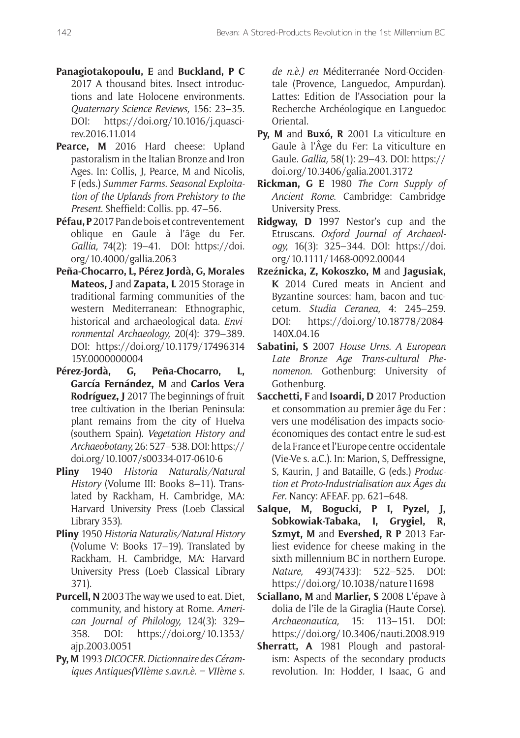**Panagiotakopoulu, E** and **Buckland, P C** 2017 A thousand bites. Insect introductions and late Holocene environments. *Quaternary Science Reviews,* 156: 23–35. DOI: https://doi.org/10.1016/j.quascirev.2016.11.014

**Pearce, M** 2016 Hard cheese: Upland pastoralism in the Italian Bronze and Iron Ages. In: Collis, J, Pearce, M and Nicolis, F (eds.) *Summer Farms. Seasonal Exploitation of the Uplands from Prehistory to the Present*. Sheffield: Collis. pp. 47–56.

**Péfau, P** 2017 Pan de bois et contreventement oblique en Gaule à l'âge du Fer. *Gallia,* 74(2): 19–41. DOI: https://doi.org/10.4000/gallia.2063

**Peña-Chocarro, L, Pérez Jordà, G, Morales Mateos, J** and **Zapata, L** 2015 Storage in traditional farming communities of the western Mediterranean: Ethnographic, historical and archaeological data. *Environmental Archaeology,* 20(4): 379–389. DOI: https://doi.org/10.1179/1749631415Y.0000000004

**Pérez-Jordà, G, Peña-Chocarro, L, García Fernández, M** and **Carlos Vera Rodríguez, J** 2017 The beginnings of fruit tree cultivation in the Iberian Peninsula: plant remains from the city of Huelva (southern Spain). *Vegetation History and Archaeobotany,* 26: 527–538. DOI: https://doi.org/10.1007/s00334-017-0610-6

**Pliny** 1940 *Historia Naturalis/Natural History* (Volume III: Books 8–11). Translated by Rackham, H. Cambridge, MA: Harvard University Press (Loeb Classical Library 353).

**Pliny** 1950 *Historia Naturalis/Natural History* (Volume V: Books 17–19). Translated by Rackham, H. Cambridge, MA: Harvard University Press (Loeb Classical Library 371).

**Purcell, N** 2003 The way we used to eat. Diet, community, and history at Rome. *American Journal of Philology,* 124(3): 329–358. DOI: https://doi.org/10.1353/ajp.2003.0051

**Py, M** 1993 *DICOCER. Dictionnaire des Céramiques Antiques(VIIème s.av.n.è. – VIIème s. de n.è.) en* Méditerranée Nord-Occidentale (Provence, Languedoc, Ampurdan). Lattes: Edition de l'Association pour la Recherche Archéologique en Languedoc Oriental.

**Py, M** and **Buxó, R** 2001 La viticulture en Gaule à l'Âge du Fer: La viticulture en Gaule. *Gallia,* 58(1): 29–43. DOI: https://doi.org/10.3406/galia.2001.3172

**Rickman, G E** 1980 *The Corn Supply of Ancient Rome*. Cambridge: Cambridge University Press.

**Ridgway, D** 1997 Nestor's cup and the Etruscans. *Oxford Journal of Archaeology,* 16(3): 325–344. DOI: https://doi.org/10.1111/1468-0092.00044

**Rzeźnicka, Z, Kokoszko, M** and **Jagusiak, K** 2014 Cured meats in Ancient and Byzantine sources: ham, bacon and tuccetum. *Studia Ceranea,* 4: 245–259. DOI: https://doi.org/10.18778/2084-140X.04.16

**Sabatini, S** 2007 *House Urns. A European Late Bronze Age Trans-cultural Phenomenon*. Gothenburg: University of Gothenburg.

**Sacchetti, F** and **Isoardi, D** 2017 Production et consommation au premier âge du Fer : vers une modélisation des impacts socio-économiques des contact entre le sud-est de la France et l'Europe centre-occidentale (Vie-Ve s. a.C.). In: Marion, S, Deffressigne, S, Kaurin, J and Bataille, G (eds.) *Production et Proto-Industrialisation aux Âges du Fer*. Nancy: AFEAF. pp. 621–648.

**Salque, M, Bogucki, P I, Pyzel, J, Sobkowiak-Tabaka, I, Grygiel, R, Szmyt, M** and **Evershed, R P** 2013 Earliest evidence for cheese making in the sixth millennium BC in northern Europe. *Nature,* 493(7433): 522–525. DOI: https://doi.org/10.1038/nature11698

**Sciallano, M** and **Marlier, S** 2008 L'épave à dolia de l'île de la Giraglia (Haute Corse). *Archaeonautica,* 15: 113–151. DOI: https://doi.org/10.3406/nauti.2008.919

**Sherratt, A** 1981 Plough and pastoralism: Aspects of the secondary products revolution. In: Hodder, I Isaac, G and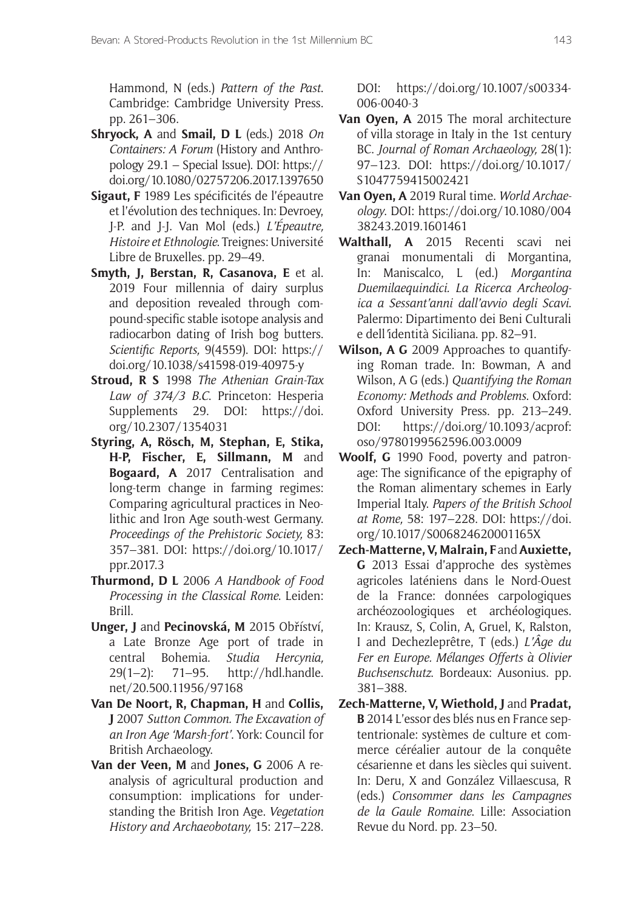Hammond, N (eds.) *Pattern of the Past*. Cambridge: Cambridge University Press. pp. 261–306.

**Shryock, A** and **Smail, D L** (eds.) 2018 *On Containers: A Forum* (History and Anthropology 29.1 – Special Issue). DOI: https://doi.org/10.1080/02757206.2017.1397650

**Sigaut, F** 1989 Les spécificités de l'épeautre et l'évolution des techniques. In: Devroey, J-P. and J-J. Van Mol (eds.) *L'Épeautre, Histoire et Ethnologie*. Treignes: Université Libre de Bruxelles. pp. 29–49.

**Smyth, J, Berstan, R, Casanova, E** et al. 2019 Four millennia of dairy surplus and deposition revealed through compound-specific stable isotope analysis and radiocarbon dating of Irish bog butters. *Scientific Reports,* 9(4559). DOI: https://doi.org/10.1038/s41598-019-40975-y

**Stroud, R S** 1998 *The Athenian Grain-Tax Law of 374/3 B.C.* Princeton: Hesperia Supplements 29. DOI: https://doi.org/10.2307/1354031

**Styring, A, Rösch, M, Stephan, E, Stika, H-P, Fischer, E, Sillmann, M** and **Bogaard, A** 2017 Centralisation and long-term change in farming regimes: Comparing agricultural practices in Neolithic and Iron Age south-west Germany. *Proceedings of the Prehistoric Society,* 83: 357–381. DOI: https://doi.org/10.1017/ppr.2017.3

**Thurmond, D L** 2006 *A Handbook of Food Processing in the Classical Rome*. Leiden: Brill.

**Unger, J** and **Pecinovská, M** 2015 Obříství, a Late Bronze Age port of trade in central Bohemia. *Studia Hercynia,* 29(1–2): 71–95. http://hdl.handle.net/20.500.11956/97168

**Van De Noort, R, Chapman, H** and **Collis, J** 2007 *Sutton Common. The Excavation of an Iron Age 'Marsh-fort'*. York: Council for British Archaeology.

**Van der Veen, M** and **Jones, G** 2006 A re-analysis of agricultural production and consumption: implications for understanding the British Iron Age. *Vegetation History and Archaeobotany,* 15: 217–228. DOI: https://doi.org/10.1007/s00334-006-0040-3

**Van Oyen, A** 2015 The moral architecture of villa storage in Italy in the 1st century BC. *Journal of Roman Archaeology,* 28(1): 97–123. DOI: https://doi.org/10.1017/S1047759415002421

**Van Oyen, A** 2019 Rural time. *World Archaeology*. DOI: https://doi.org/10.1080/00438243.2019.1601461

**Walthall, A** 2015 Recenti scavi nei granai monumentali di Morgantina, In: Maniscalco, L (ed.) *Morgantina Duemilaequindici. La Ricerca Archeologica a Sessant'anni dall'avvio degli Scavi*. Palermo: Dipartimento dei Beni Culturali e dell'identità Siciliana. pp. 82–91.

**Wilson, A G** 2009 Approaches to quantifying Roman trade. In: Bowman, A and Wilson, A G (eds.) *Quantifying the Roman Economy: Methods and Problems*. Oxford: Oxford University Press. pp. 213–249. DOI: https://doi.org/10.1093/acprof:oso/9780199562596.003.0009

**Woolf, G** 1990 Food, poverty and patronage: The significance of the epigraphy of the Roman alimentary schemes in Early Imperial Italy. *Papers of the British School at Rome,* 58: 197–228. DOI: https://doi.org/10.1017/S006824620001165X

**Zech-Matterne, V, Malrain, F** and **Auxiette, G** 2013 Essai d'approche des systèmes agricoles laténiens dans le Nord-Ouest de la France: données carpologiques archéozoologiques et archéologiques. In: Krausz, S, Colin, A, Gruel, K, Ralston, I and Dechezleprêtre, T (eds.) *L'Âge du Fer en Europe. Mélanges Offerts à Olivier Buchsenschutz*. Bordeaux: Ausonius. pp. 381–388.

**Zech-Matterne, V, Wiethold, J** and **Pradat, B** 2014 L'essor des blés nus en France septentrionale: systèmes de culture et commerce céréalier autour de la conquête césarienne et dans les siècles qui suivent. In: Deru, X and González Villaescusa, R (eds.) *Consommer dans les Campagnes de la Gaule Romaine*. Lille: Association Revue du Nord. pp. 23–50.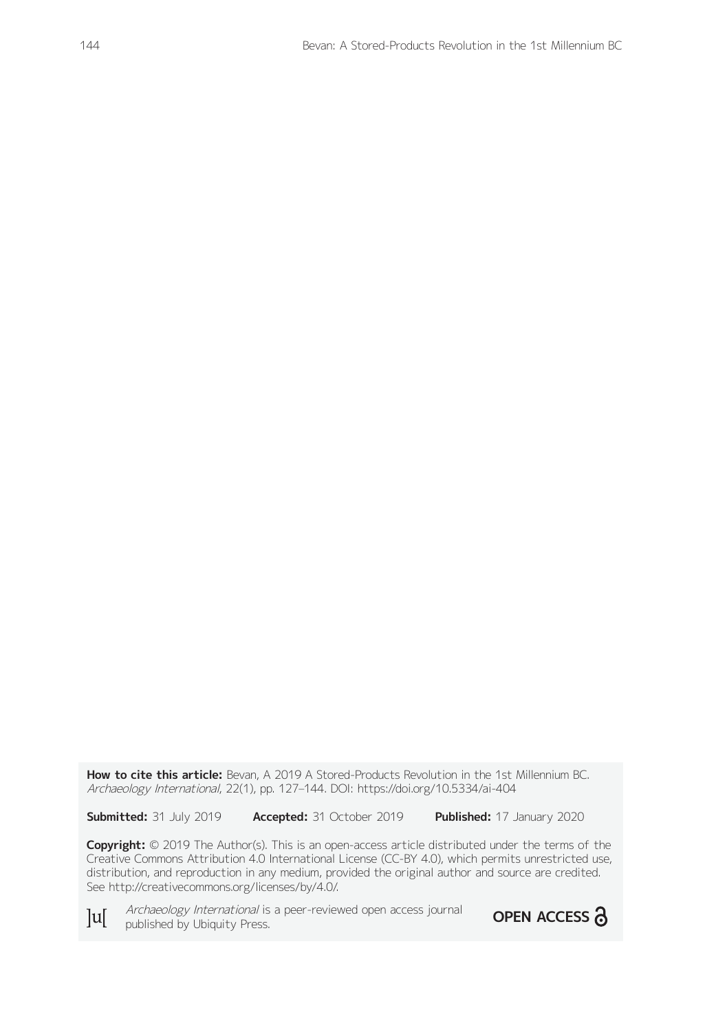**How to cite this article:** Bevan, A 2019 A Stored-Products Revolution in the 1st Millennium BC. *Archaeology International*, 22(1), pp. 127–144. DOI: https://doi.org/10.5334/ai-404

**Submitted:** 31 July 2019 **Accepted:** 31 October 2019 **Published:** 17 January 2020

**Copyright:** © 2019 The Author(s). This is an open-access article distributed under the terms of the Creative Commons Attribution 4.0 International License (CC-BY 4.0), which permits unrestricted use, distribution, and reproduction in any medium, provided the original author and source are credited. See http://creativecommons.org/licenses/by/4.0/.

]u[ *Archaeology International* is a peer-reviewed open access journal published by Ubiquity Press. **OPEN ACCESS**